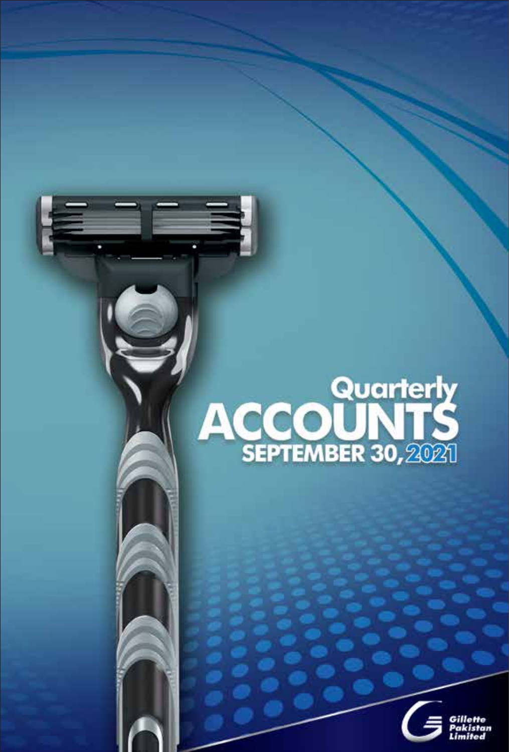# Quarterly ACCOUNTS
## SEPTEMBER 30, 2021

Gillette Pakistan Limited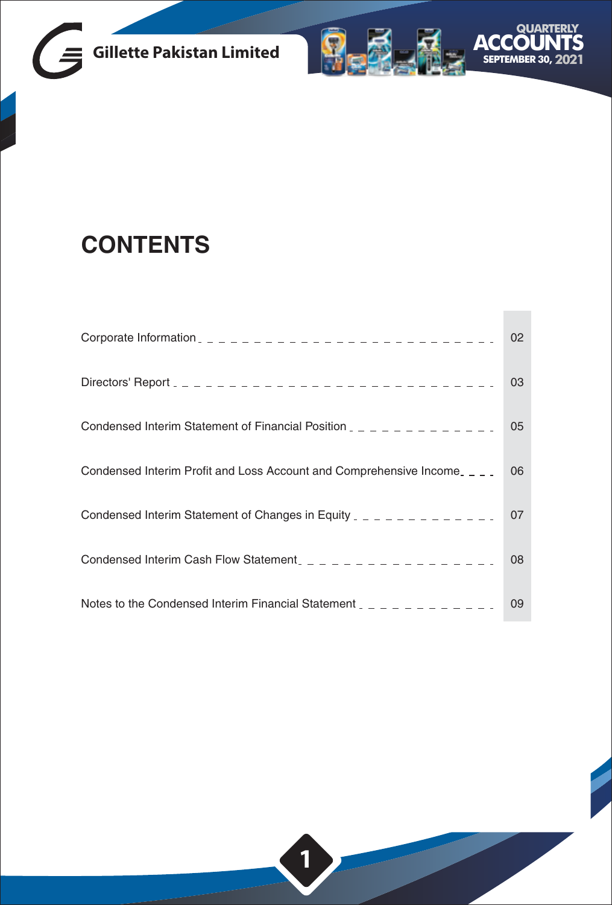# CONTENTS

| | |
|---|---|
| Corporate Information | 02 |
| Directors' Report | 03 |
| Condensed Interim Statement of Financial Position | 05 |
| Condensed Interim Profit and Loss Account and Comprehensive Income | 06 |
| Condensed Interim Statement of Changes in Equity | 07 |
| Condensed Interim Cash Flow Statement | 08 |
| Notes to the Condensed Interim Financial Statement | 09 |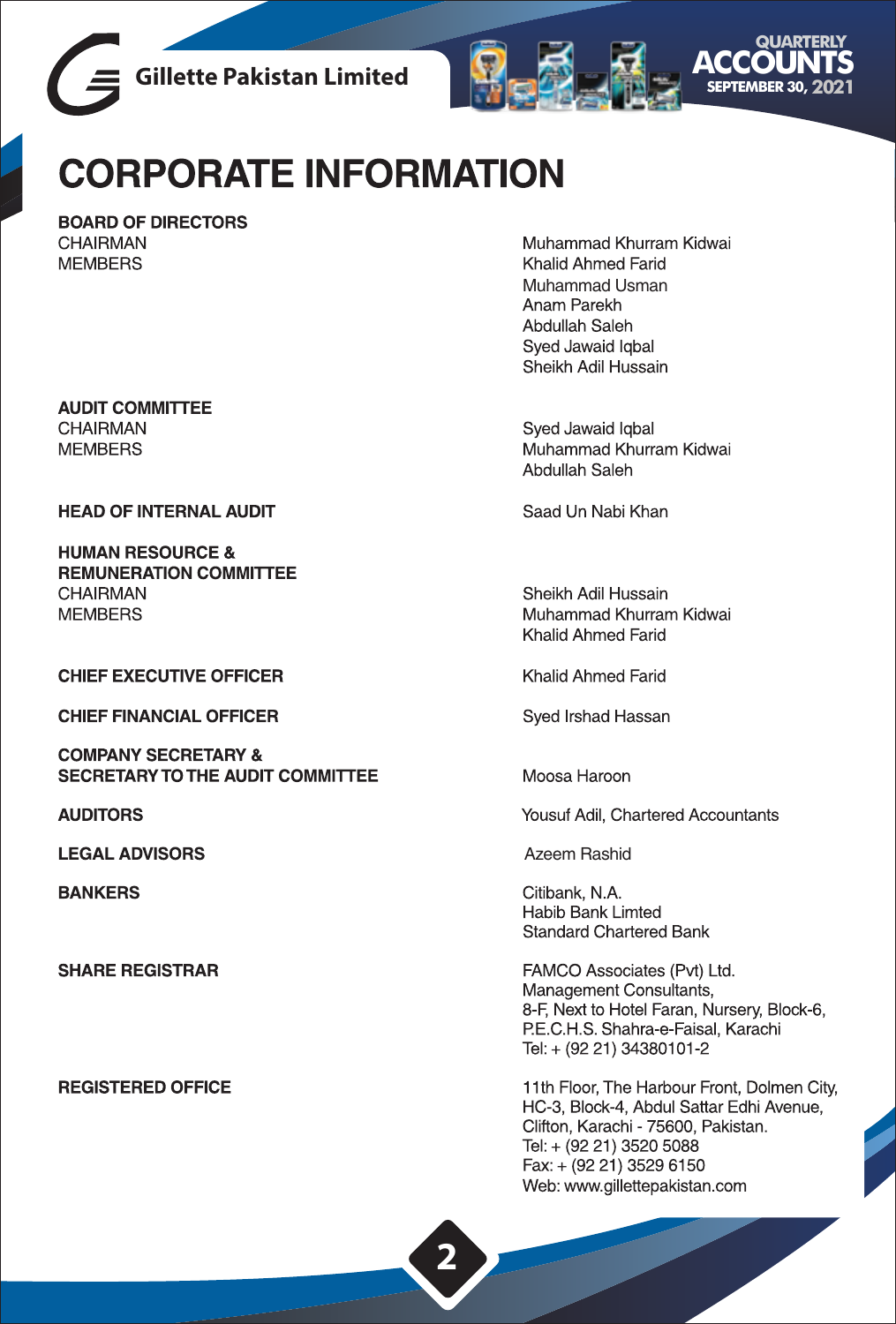# CORPORATE INFORMATION

| | |
|---|---|
| **BOARD OF DIRECTORS** | |
| CHAIRMAN | Muhammad Khurram Kidwai |
| MEMBERS | Khalid Ahmed Farid |
| | Muhammad Usman |
| | Anam Parekh |
| | Abdullah Saleh |
| | Syed Jawaid Iqbal |
| | Sheikh Adil Hussain |
| **AUDIT COMMITTEE** | |
| CHAIRMAN | Syed Jawaid Iqbal |
| MEMBERS | Muhammad Khurram Kidwai |
| | Abdullah Saleh |
| **HEAD OF INTERNAL AUDIT** | Saad Un Nabi Khan |
| **HUMAN RESOURCE & REMUNERATION COMMITTEE** | |
| CHAIRMAN | Sheikh Adil Hussain |
| MEMBERS | Muhammad Khurram Kidwai |
| | Khalid Ahmed Farid |
| **CHIEF EXECUTIVE OFFICER** | Khalid Ahmed Farid |
| **CHIEF FINANCIAL OFFICER** | Syed Irshad Hassan |
| **COMPANY SECRETARY & SECRETARY TO THE AUDIT COMMITTEE** | Moosa Haroon |
| **AUDITORS** | Yousuf Adil, Chartered Accountants |
| **LEGAL ADVISORS** | Azeem Rashid |
| **BANKERS** | Citibank, N.A.<br>Habib Bank Limted<br>Standard Chartered Bank |
| **SHARE REGISTRAR** | FAMCO Associates (Pvt) Ltd.<br>Management Consultants,<br>8-F, Next to Hotel Faran, Nursery, Block-6,<br>P.E.C.H.S. Shahra-e-Faisal, Karachi<br>Tel: + (92 21) 34380101-2 |
| **REGISTERED OFFICE** | 11th Floor, The Harbour Front, Dolmen City,<br>HC-3, Block-4, Abdul Sattar Edhi Avenue,<br>Clifton, Karachi - 75600, Pakistan.<br>Tel: + (92 21) 3520 5088<br>Fax: + (92 21) 3529 6150<br>Web: www.gillettepakistan.com |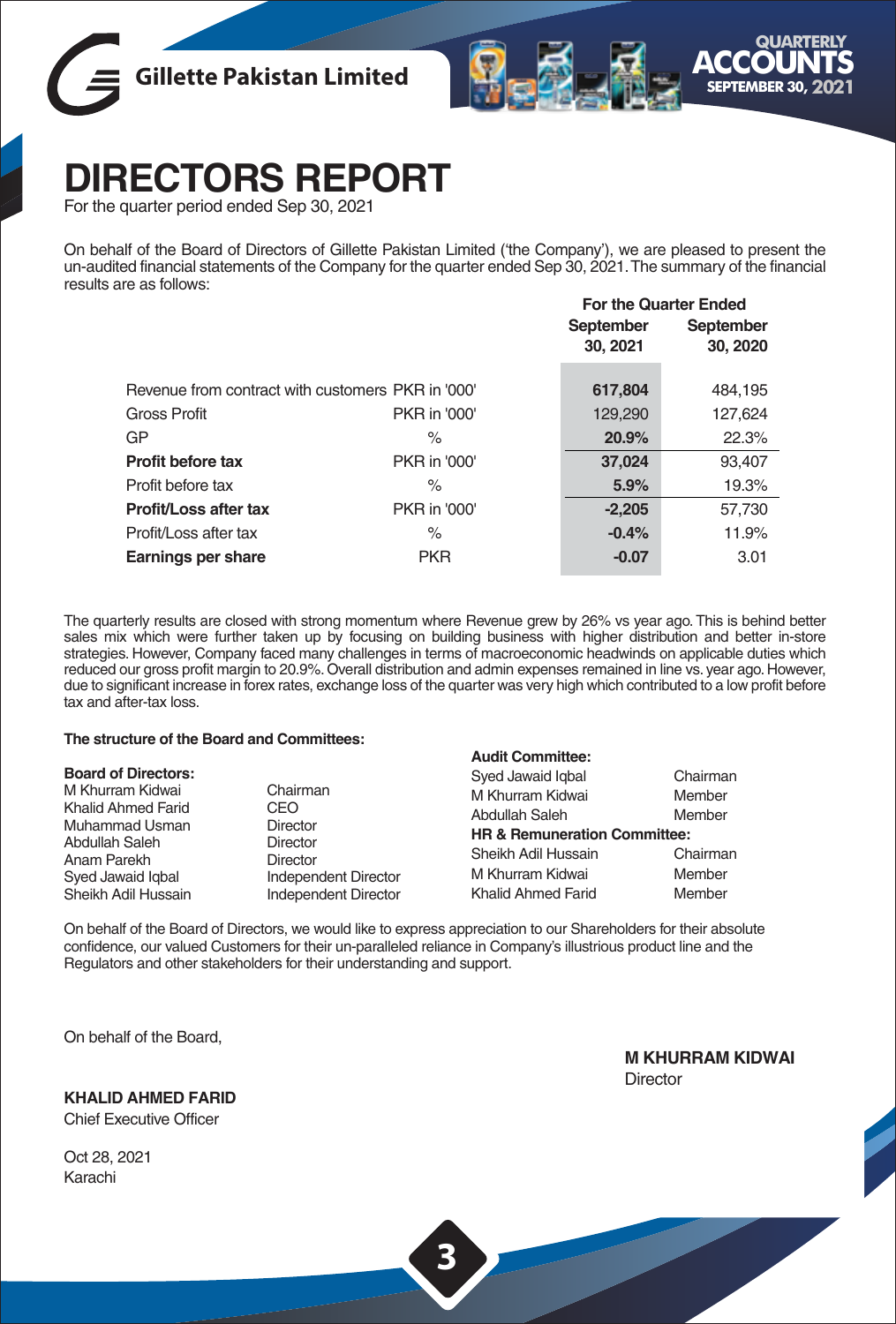# DIRECTORS REPORT

For the quarter period ended Sep 30, 2021

On behalf of the Board of Directors of Gillette Pakistan Limited ('the Company'), we are pleased to present the un-audited financial statements of the Company for the quarter ended Sep 30, 2021. The summary of the financial results are as follows:

| | | For the Quarter Ended | |
|---|---|---|---|
| | | September 30, 2021 | September 30, 2020 |
| Revenue from contract with customers | PKR in '000' | **617,804** | 484,195 |
| Gross Profit | PKR in '000' | 129,290 | 127,624 |
| GP | % | **20.9%** | 22.3% |
| **Profit before tax** | PKR in '000' | **37,024** | 93,407 |
| Profit before tax | % | **5.9%** | 19.3% |
| **Profit/Loss after tax** | PKR in '000' | **-2,205** | 57,730 |
| Profit/Loss after tax | % | **-0.4%** | 11.9% |
| **Earnings per share** | PKR | **-0.07** | 3.01 |

The quarterly results are closed with strong momentum where Revenue grew by 26% vs year ago. This is behind better sales mix which were further taken up by focusing on building business with higher distribution and better in-store strategies. However, Company faced many challenges in terms of macroeconomic headwinds on applicable duties which reduced our gross profit margin to 20.9%. Overall distribution and admin expenses remained in line vs. year ago. However, due to significant increase in forex rates, exchange loss of the quarter was very high which contributed to a low profit before tax and after-tax loss.

**The structure of the Board and Committees:**

**Board of Directors:**

| | |
|---|---|
| M Khurram Kidwai | Chairman |
| Khalid Ahmed Farid | CEO |
| Muhammad Usman | Director |
| Abdullah Saleh | Director |
| Anam Parekh | Director |
| Syed Jawaid Iqbal | Independent Director |
| Sheikh Adil Hussain | Independent Director |

**Audit Committee:**

| | |
|---|---|
| Syed Jawaid Iqbal | Chairman |
| M Khurram Kidwai | Member |
| Abdullah Saleh | Member |

**HR & Remuneration Committee:**

| | |
|---|---|
| Sheikh Adil Hussain | Chairman |
| M Khurram Kidwai | Member |
| Khalid Ahmed Farid | Member |

On behalf of the Board of Directors, we would like to express appreciation to our Shareholders for their absolute confidence, our valued Customers for their un-paralleled reliance in Company's illustrious product line and the Regulators and other stakeholders for their understanding and support.

On behalf of the Board,

**KHALID AHMED FARID**
Chief Executive Officer

**M KHURRAM KIDWAI**
Director

Oct 28, 2021
Karachi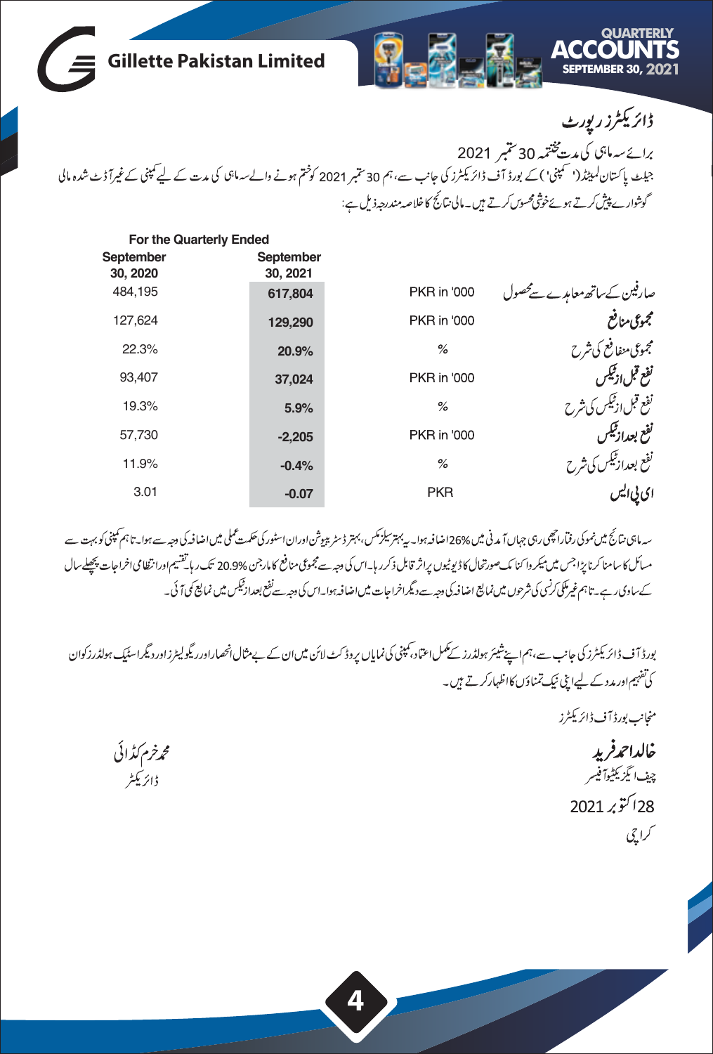# ڈائریکٹرز رپورٹ

برائے سہ ماہی کی مدت مختتمہ 30 ستمبر 2021

جیلٹ پاکستان لمیٹڈ ('کمپنی') کے بورڈ آف ڈائریکٹرز کی جانب سے، ہم 30 ستمبر 2021 کو ختم ہونے والے سہ ماہی کی مدت کے لیے کمپنی کے غیر آڈٹ شدہ مالی گوشوارے پیش کرتے ہوئے خوشی محسوس کرتے ہیں۔ مالی نتائج کا خلاصہ مندرجہ ذیل ہے:

| For the Quarterly Ended September 30, 2020 | September 30, 2021 | | |
|---|---|---|---|
| 484,195 | **617,804** | PKR in '000 | صارفین کے ساتھ معاہدے سے محصول |
| 127,624 | **129,290** | PKR in '000 | **مجموعی منافع** |
| 22.3% | **20.9%** | % | مجموعی منفافع کی شرح |
| 93,407 | **37,024** | PKR in '000 | **نفع قبل از ٹیکس** |
| 19.3% | **5.9%** | % | نفع قبل از ٹیکس کی شرح |
| 57,730 | **-2,205** | PKR in '000 | **نفع بعد از ٹیکس** |
| 11.9% | **-0.4%** | % | نفع بعد از ٹیکس کی شرح |
| 3.01 | **-0.07** | PKR | **ای پی ایس** |

سہ ماہی نتائج میں نمو کی رفتار اچھی رہی جہاں آمدنی میں 26% اضافہ ہوا۔ یہ بہتر سیلز مکس، بہتر ڈسٹری بیوشن اوران اسٹور کی حکمت عملی میں اضافہ کی وجہ سے ہوا۔ تاہم کمپنی کو بہت سے مسائل کا سامنا کرنا پڑا جس میں میکرو اکنامک صورتحال کا ڈیوٹیوں پر اثر قابل ذکر رہا۔ اس کی وجہ سے مجموعی منافع کا مارجن 20.9% تک رہا۔ تقسیم اور انتظامی اخراجات پچھلے سال کے ساوی رہے۔ تاہم غیر ملکی کرنسی کی شرحوں میں نمایاں اضافہ کی وجہ سے دیگر اخراجات میں اضافہ ہوا۔ اس کی وجہ سے نفع بعد از ٹیکس میں نمایاں کمی آئی۔

بورڈ آف ڈائریکٹرز کی جانب سے، ہم اپنے شیئر ہولڈرز کے مکمل اعتماد، کمپنی کی نمایاں پروڈکٹ لائن میں ان کے بے مثال انحصار اور ریگولیٹرز اور دیگر اسٹیک ہولڈرز کو ان کی تفہیم اور مدد کے لیے اپنی نیک تمناؤں کا اظہار کرتے ہیں۔

منجانب بورڈ آف ڈائریکٹرز

**خالد احمد فرید**
چیف ایگزیکٹو آفیسر

**محمد خرم کڈائی**
ڈائریکٹر

28 اکتوبر 2021
کراچی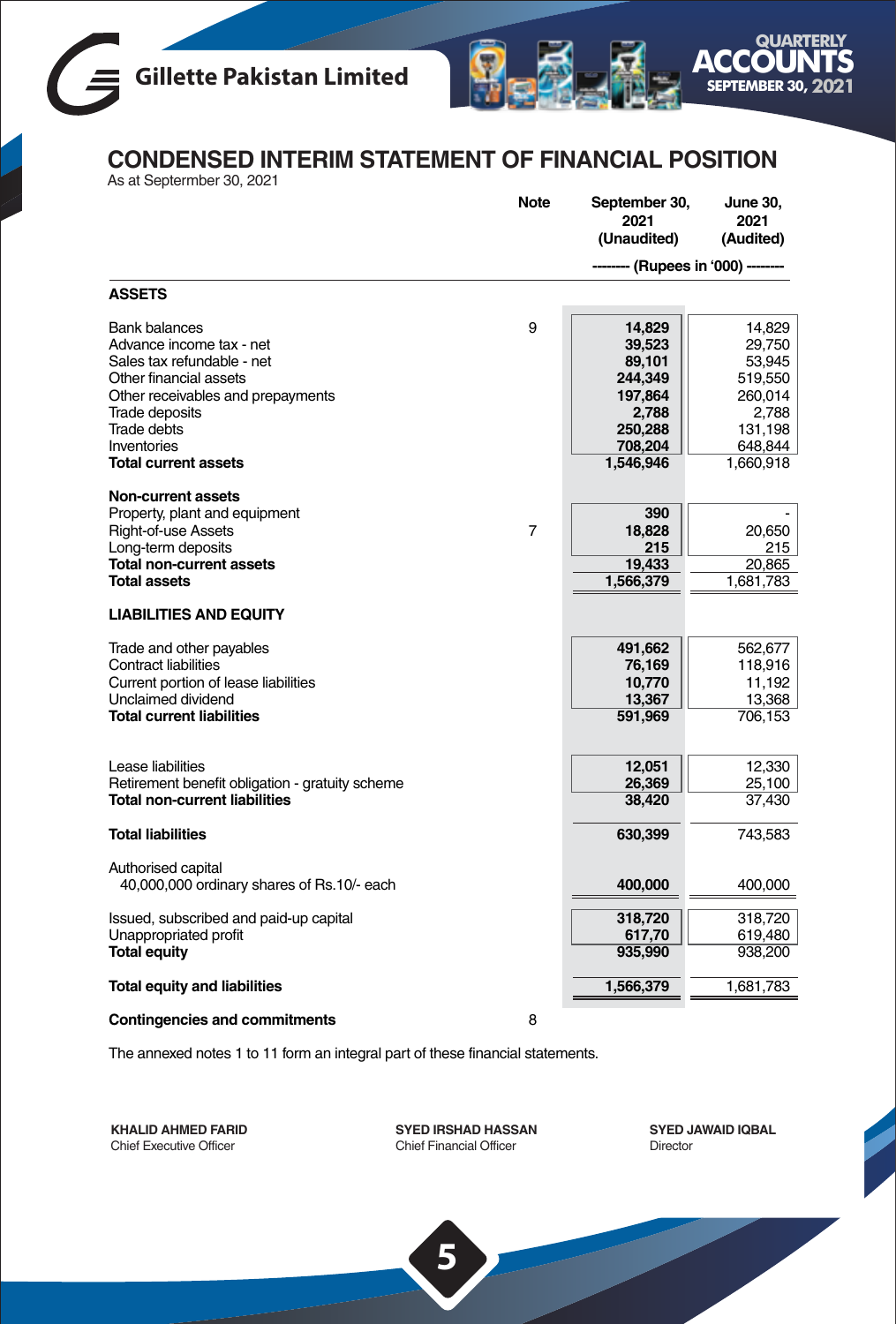## CONDENSED INTERIM STATEMENT OF FINANCIAL POSITION

As at Septermber 30, 2021

| | Note | September 30, 2021 (Unaudited) | June 30, 2021 (Audited) |
|---|---|---|---|
| | | -------- (Rupees in '000) -------- | |
| **ASSETS** | | | |
| Bank balances | 9 | **14,829** | 14,829 |
| Advance income tax - net | | **39,523** | 29,750 |
| Sales tax refundable - net | | **89,101** | 53,945 |
| Other financial assets | | **244,349** | 519,550 |
| Other receivables and prepayments | | **197,864** | 260,014 |
| Trade deposits | | **2,788** | 2,788 |
| Trade debts | | **250,288** | 131,198 |
| Inventories | | **708,204** | 648,844 |
| **Total current assets** | | **1,546,946** | 1,660,918 |
| **Non-current assets** | | | |
| Property, plant and equipment | | **390** | - |
| Right-of-use Assets | 7 | **18,828** | 20,650 |
| Long-term deposits | | **215** | 215 |
| **Total non-current assets** | | **19,433** | 20,865 |
| **Total assets** | | **1,566,379** | 1,681,783 |
| **LIABILITIES AND EQUITY** | | | |
| Trade and other payables | | **491,662** | 562,677 |
| Contract liabilities | | **76,169** | 118,916 |
| Current portion of lease liabilities | | **10,770** | 11,192 |
| Unclaimed dividend | | **13,367** | 13,368 |
| **Total current liabilities** | | **591,969** | 706,153 |
| Lease liabilities | | **12,051** | 12,330 |
| Retirement benefit obligation - gratuity scheme | | **26,369** | 25,100 |
| **Total non-current liabilities** | | **38,420** | 37,430 |
| **Total liabilities** | | **630,399** | 743,583 |
| Authorised capital | | | |
| 40,000,000 ordinary shares of Rs.10/- each | | **400,000** | 400,000 |
| Issued, subscribed and paid-up capital | | **318,720** | 318,720 |
| Unappropriated profit | | **617,70** | 619,480 |
| **Total equity** | | **935,990** | 938,200 |
| **Total equity and liabilities** | | **1,566,379** | 1,681,783 |
| **Contingencies and commitments** | 8 | | |

The annexed notes 1 to 11 form an integral part of these financial statements.

| **KHALID AHMED FARID** | **SYED IRSHAD HASSAN** | **SYED JAWAID IQBAL** |
|---|---|---|
| Chief Executive Officer | Chief Financial Officer | Director |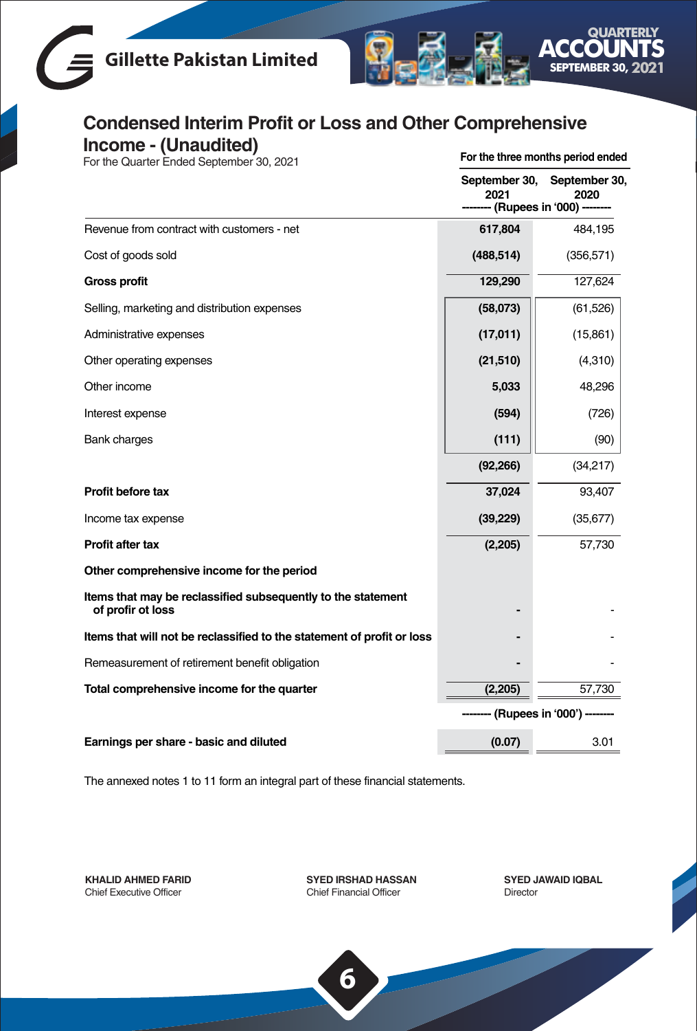# Condensed Interim Profit or Loss and Other Comprehensive Income - (Unaudited)

For the Quarter Ended September 30, 2021

| | For the three months period ended | |
|---|---|---|
| | September 30, 2021 | September 30, 2020 |
| | -------- (Rupees in '000) -------- | |
| Revenue from contract with customers - net | **617,804** | 484,195 |
| Cost of goods sold | **(488,514)** | (356,571) |
| **Gross profit** | **129,290** | 127,624 |
| Selling, marketing and distribution expenses | **(58,073)** | (61,526) |
| Administrative expenses | **(17,011)** | (15,861) |
| Other operating expenses | **(21,510)** | (4,310) |
| Other income | **5,033** | 48,296 |
| Interest expense | **(594)** | (726) |
| Bank charges | **(111)** | (90) |
| | **(92,266)** | (34,217) |
| **Profit before tax** | **37,024** | 93,407 |
| Income tax expense | **(39,229)** | (35,677) |
| **Profit after tax** | **(2,205)** | 57,730 |
| **Other comprehensive income for the period** | | |
| **Items that may be reclassified subsequently to the statement of profir ot loss** | **-** | - |
| **Items that will not be reclassified to the statement of profit or loss** | **-** | - |
| Remeasurement of retirement benefit obligation | **-** | - |
| **Total comprehensive income for the quarter** | **(2,205)** | 57,730 |
| | -------- (Rupees in '000') -------- | |
| **Earnings per share - basic and diluted** | **(0.07)** | 3.01 |

The annexed notes 1 to 11 form an integral part of these financial statements.

**KHALID AHMED FARID**
Chief Executive Officer

**SYED IRSHAD HASSAN**
Chief Financial Officer

**SYED JAWAID IQBAL**
Director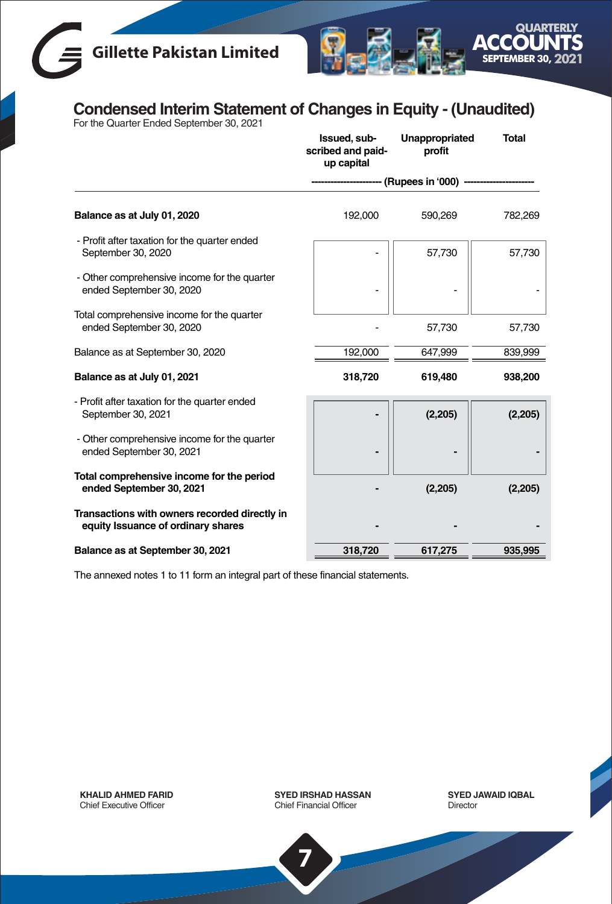# Condensed Interim Statement of Changes in Equity - (Unaudited)

For the Quarter Ended September 30, 2021

| | Issued, sub-scribed and paid-up capital | Unappropriated profit | Total |
|---|---|---|---|
| | ---------------------- (Rupees in '000) ---------------------- | | |
| **Balance as at July 01, 2020** | 192,000 | 590,269 | 782,269 |
| - Profit after taxation for the quarter ended September 30, 2020 | - | 57,730 | 57,730 |
| - Other comprehensive income for the quarter ended September 30, 2020 | - | - | - |
| Total comprehensive income for the quarter ended September 30, 2020 | - | 57,730 | 57,730 |
| Balance as at September 30, 2020 | 192,000 | 647,999 | 839,999 |
| **Balance as at July 01, 2021** | **318,720** | **619,480** | **938,200** |
| - Profit after taxation for the quarter ended September 30, 2021 | **-** | **(2,205)** | **(2,205)** |
| - Other comprehensive income for the quarter ended September 30, 2021 | **-** | **-** | **-** |
| **Total comprehensive income for the period ended September 30, 2021** | **-** | **(2,205)** | **(2,205)** |
| **Transactions with owners recorded directly in equity Issuance of ordinary shares** | **-** | **-** | **-** |
| **Balance as at September 30, 2021** | **318,720** | **617,275** | **935,995** |

The annexed notes 1 to 11 form an integral part of these financial statements.

**KHALID AHMED FARID**
Chief Executive Officer

**SYED IRSHAD HASSAN**
Chief Financial Officer

**SYED JAWAID IQBAL**
Director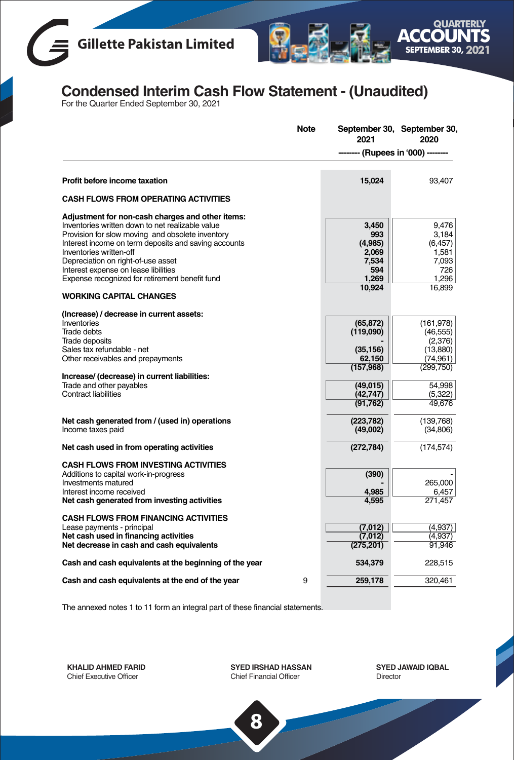# Condensed Interim Cash Flow Statement - (Unaudited)

For the Quarter Ended September 30, 2021

| | Note | September 30, 2021 | September 30, 2020 |
|---|---|---|---|
| | | -------- (Rupees in '000) -------- | |
| **Profit before income taxation** | | **15,024** | 93,407 |
| **CASH FLOWS FROM OPERATING ACTIVITIES** | | | |
| **Adjustment for non-cash charges and other items:** | | | |
| Inventories written down to net realizable value | | **3,450** | 9,476 |
| Provision for slow moving and obsolete inventory | | **993** | 3,184 |
| Interest income on term deposits and saving accounts | | **(4,985)** | (6,457) |
| Inventories written-off | | **2,069** | 1,581 |
| Depreciation on right-of-use asset | | **7,534** | 7,093 |
| Interest expense on lease liabilities | | **594** | 726 |
| Expense recognized for retirement benefit fund | | **1,269** | 1,296 |
| | | **10,924** | 16,899 |
| **WORKING CAPITAL CHANGES** | | | |
| **(Increase) / decrease in current assets:** | | | |
| Inventories | | **(65,872)** | (161,978) |
| Trade debts | | **(119,090)** | (46,555) |
| Trade deposits | | **-** | (2,376) |
| Sales tax refundable - net | | **(35,156)** | (13,880) |
| Other receivables and prepayments | | **62,150** | (74,961) |
| | | **(157,968)** | (299,750) |
| **Increase/ (decrease) in current liabilities:** | | | |
| Trade and other payables | | **(49,015)** | 54,998 |
| Contract liabilities | | **(42,747)** | (5,322) |
| | | **(91,762)** | 49,676 |
| **Net cash generated from / (used in) operations** | | **(223,782)** | (139,768) |
| Income taxes paid | | **(49,002)** | (34,806) |
| **Net cash used in from operating activities** | | **(272,784)** | (174,574) |
| **CASH FLOWS FROM INVESTING ACTIVITIES** | | | |
| Additions to capital work-in-progress | | **(390)** | - |
| Investments matured | | **-** | 265,000 |
| Interest income received | | **4,985** | 6,457 |
| **Net cash generated from investing activities** | | **4,595** | 271,457 |
| **CASH FLOWS FROM FINANCING ACTIVITIES** | | | |
| Lease payments - principal | | **(7,012)** | (4,937) |
| **Net cash used in financing activities** | | **(7,012)** | (4,937) |
| **Net decrease in cash and cash equivalents** | | **(275,201)** | 91,946 |
| **Cash and cash equivalents at the beginning of the year** | | **534,379** | 228,515 |
| **Cash and cash equivalents at the end of the year** | 9 | **259,178** | 320,461 |

The annexed notes 1 to 11 form an integral part of these financial statements.

**KHALID AHMED FARID**
Chief Executive Officer

**SYED IRSHAD HASSAN**
Chief Financial Officer

**SYED JAWAID IQBAL**
Director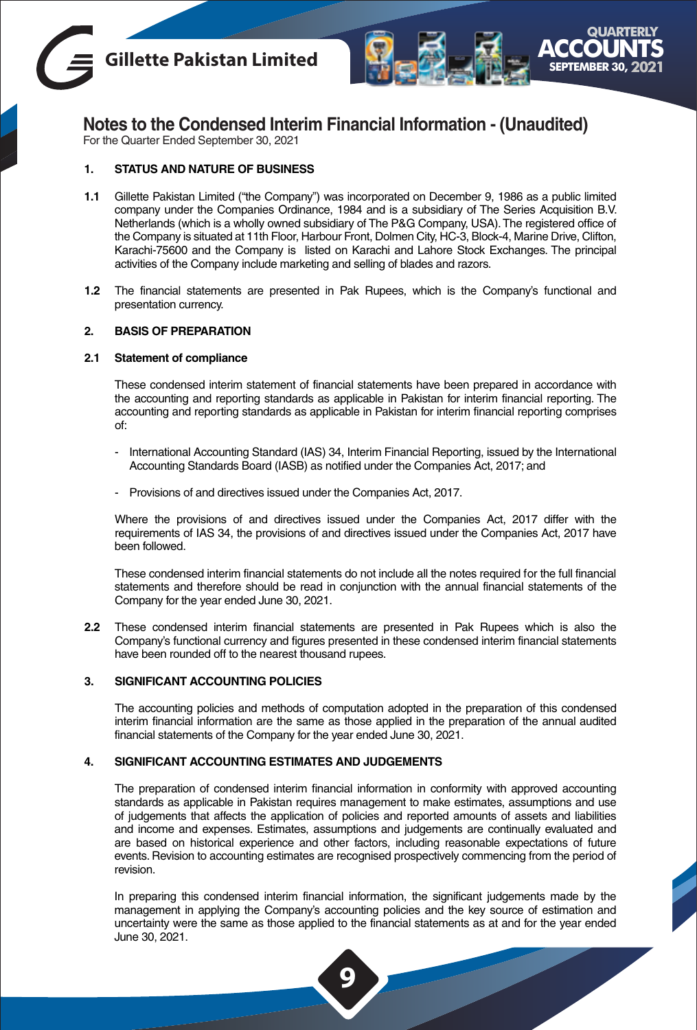## Notes to the Condensed Interim Financial Information - (Unaudited)

For the Quarter Ended September 30, 2021

**1. STATUS AND NATURE OF BUSINESS**

**1.1** Gillette Pakistan Limited ("the Company") was incorporated on December 9, 1986 as a public limited company under the Companies Ordinance, 1984 and is a subsidiary of The Series Acquisition B.V. Netherlands (which is a wholly owned subsidiary of The P&G Company, USA). The registered office of the Company is situated at 11th Floor, Harbour Front, Dolmen City, HC-3, Block-4, Marine Drive, Clifton, Karachi-75600 and the Company is listed on Karachi and Lahore Stock Exchanges. The principal activities of the Company include marketing and selling of blades and razors.

**1.2** The financial statements are presented in Pak Rupees, which is the Company's functional and presentation currency.

**2. BASIS OF PREPARATION**

**2.1 Statement of compliance**

These condensed interim statement of financial statements have been prepared in accordance with the accounting and reporting standards as applicable in Pakistan for interim financial reporting. The accounting and reporting standards as applicable in Pakistan for interim financial reporting comprises of:

- International Accounting Standard (IAS) 34, Interim Financial Reporting, issued by the International Accounting Standards Board (IASB) as notified under the Companies Act, 2017; and
- Provisions of and directives issued under the Companies Act, 2017.

Where the provisions of and directives issued under the Companies Act, 2017 differ with the requirements of IAS 34, the provisions of and directives issued under the Companies Act, 2017 have been followed.

These condensed interim financial statements do not include all the notes required for the full financial statements and therefore should be read in conjunction with the annual financial statements of the Company for the year ended June 30, 2021.

**2.2** These condensed interim financial statements are presented in Pak Rupees which is also the Company's functional currency and figures presented in these condensed interim financial statements have been rounded off to the nearest thousand rupees.

**3. SIGNIFICANT ACCOUNTING POLICIES**

The accounting policies and methods of computation adopted in the preparation of this condensed interim financial information are the same as those applied in the preparation of the annual audited financial statements of the Company for the year ended June 30, 2021.

**4. SIGNIFICANT ACCOUNTING ESTIMATES AND JUDGEMENTS**

The preparation of condensed interim financial information in conformity with approved accounting standards as applicable in Pakistan requires management to make estimates, assumptions and use of judgements that affects the application of policies and reported amounts of assets and liabilities and income and expenses. Estimates, assumptions and judgements are continually evaluated and are based on historical experience and other factors, including reasonable expectations of future events. Revision to accounting estimates are recognised prospectively commencing from the period of revision.

In preparing this condensed interim financial information, the significant judgements made by the management in applying the Company's accounting policies and the key source of estimation and uncertainty were the same as those applied to the financial statements as at and for the year ended June 30, 2021.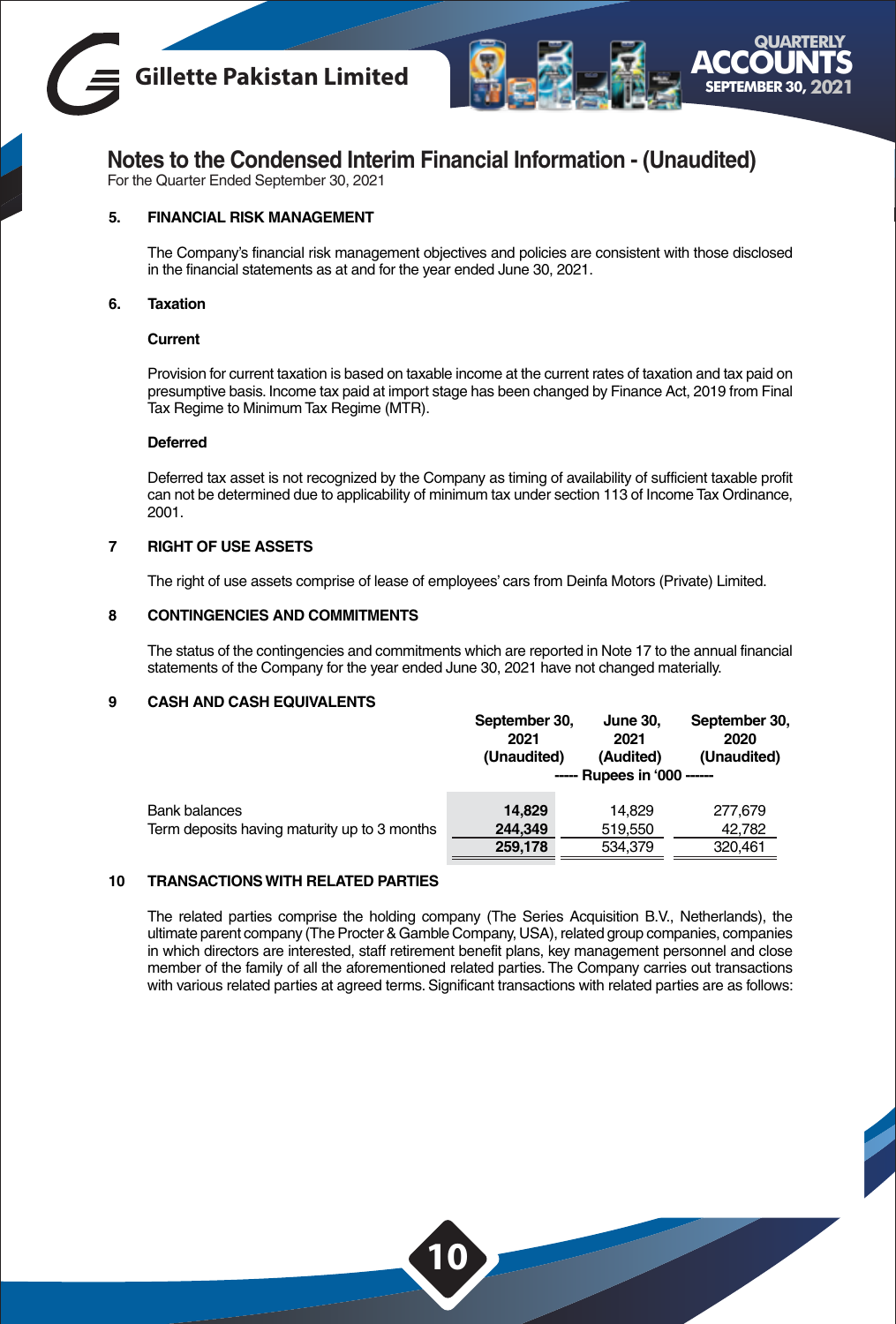## Notes to the Condensed Interim Financial Information - (Unaudited)

For the Quarter Ended September 30, 2021

### 5. FINANCIAL RISK MANAGEMENT

The Company's financial risk management objectives and policies are consistent with those disclosed in the financial statements as at and for the year ended June 30, 2021.

### 6. Taxation

**Current**

Provision for current taxation is based on taxable income at the current rates of taxation and tax paid on presumptive basis. Income tax paid at import stage has been changed by Finance Act, 2019 from Final Tax Regime to Minimum Tax Regime (MTR).

**Deferred**

Deferred tax asset is not recognized by the Company as timing of availability of sufficient taxable profit can not be determined due to applicability of minimum tax under section 113 of Income Tax Ordinance, 2001.

### 7 RIGHT OF USE ASSETS

The right of use assets comprise of lease of employees' cars from Deinfa Motors (Private) Limited.

### 8 CONTINGENCIES AND COMMITMENTS

The status of the contingencies and commitments which are reported in Note 17 to the annual financial statements of the Company for the year ended June 30, 2021 have not changed materially.

### 9 CASH AND CASH EQUIVALENTS

| | September 30, 2021 (Unaudited) | June 30, 2021 (Audited) | September 30, 2020 (Unaudited) |
|---|---|---|---|
| | ----- Rupees in '000 ------ | | |
| Bank balances | **14,829** | 14,829 | 277,679 |
| Term deposits having maturity up to 3 months | **244,349** | 519,550 | 42,782 |
| | **259,178** | 534,379 | 320,461 |

### 10 TRANSACTIONS WITH RELATED PARTIES

The related parties comprise the holding company (The Series Acquisition B.V., Netherlands), the ultimate parent company (The Procter & Gamble Company, USA), related group companies, companies in which directors are interested, staff retirement benefit plans, key management personnel and close member of the family of all the aforementioned related parties. The Company carries out transactions with various related parties at agreed terms. Significant transactions with related parties are as follows: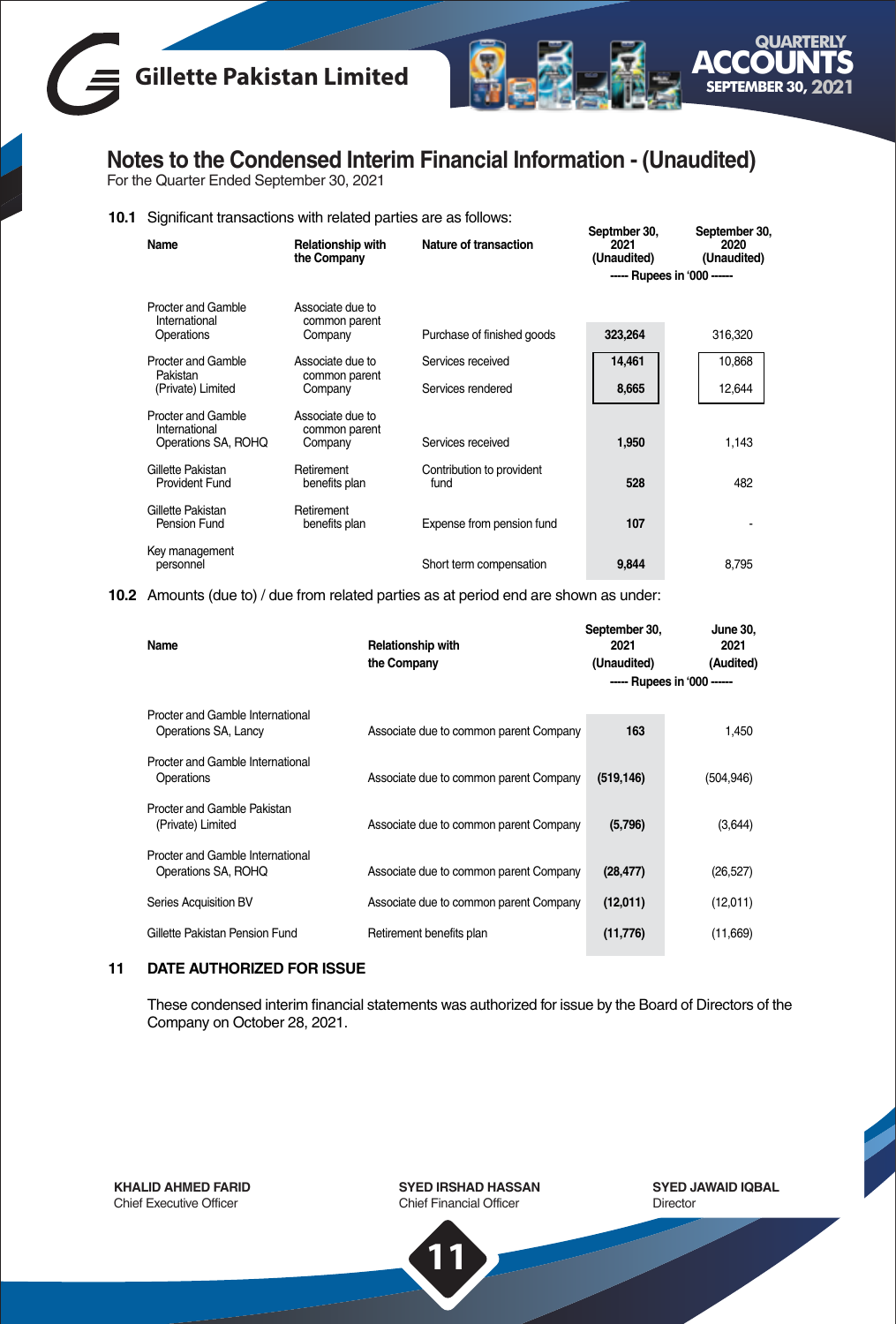# Notes to the Condensed Interim Financial Information - (Unaudited)

For the Quarter Ended September 30, 2021

**10.1** Significant transactions with related parties are as follows:

| Name | Relationship with the Company | Nature of transaction | Septmber 30, 2021 (Unaudited) | September 30, 2020 (Unaudited) |
|---|---|---|---|---|
| | | | ----- Rupees in '000 ----- | |
| Procter and Gamble International Operations | Associate due to common parent Company | Purchase of finished goods | **323,264** | 316,320 |
| Procter and Gamble Pakistan (Private) Limited | Associate due to common parent Company | Services received | **14,461** | 10,868 |
| | | Services rendered | **8,665** | 12,644 |
| Procter and Gamble International Operations SA, ROHQ | Associate due to common parent Company | Services received | **1,950** | 1,143 |
| Gillette Pakistan Provident Fund | Retirement benefits plan | Contribution to provident fund | **528** | 482 |
| Gillette Pakistan Pension Fund | Retirement benefits plan | Expense from pension fund | **107** | - |
| Key management personnel | | Short term compensation | **9,844** | 8,795 |

**10.2** Amounts (due to) / due from related parties as at period end are shown as under:

| Name | Relationship with the Company | September 30, 2021 (Unaudited) | June 30, 2021 (Audited) |
|---|---|---|---|
| | | ----- Rupees in '000 ----- | |
| Procter and Gamble International Operations SA, Lancy | Associate due to common parent Company | **163** | 1,450 |
| Procter and Gamble International Operations | Associate due to common parent Company | **(519,146)** | (504,946) |
| Procter and Gamble Pakistan (Private) Limited | Associate due to common parent Company | **(5,796)** | (3,644) |
| Procter and Gamble International Operations SA, ROHQ | Associate due to common parent Company | **(28,477)** | (26,527) |
| Series Acquisition BV | Associate due to common parent Company | **(12,011)** | (12,011) |
| Gillette Pakistan Pension Fund | Retirement benefits plan | **(11,776)** | (11,669) |

## 11 DATE AUTHORIZED FOR ISSUE

These condensed interim financial statements was authorized for issue by the Board of Directors of the Company on October 28, 2021.

**KHALID AHMED FARID**
Chief Executive Officer

**SYED IRSHAD HASSAN**
Chief Financial Officer

**SYED JAWAID IQBAL**
Director